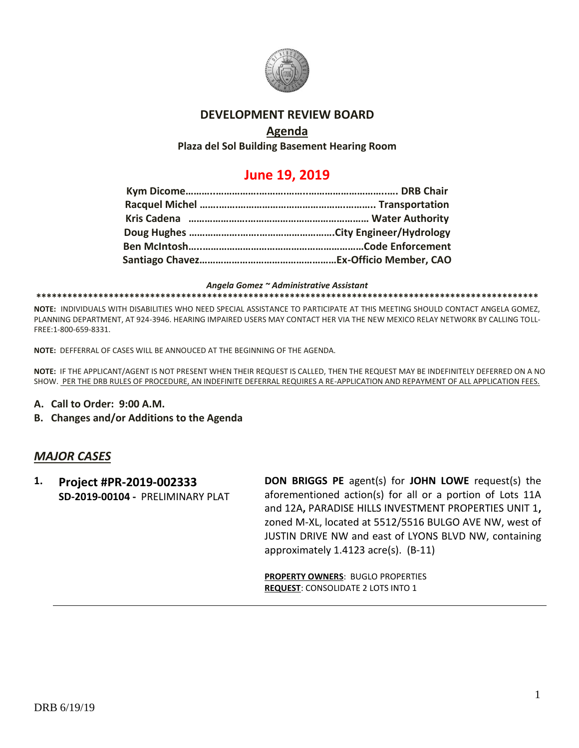# DEVELOPMENT REVIEW BOARD

## Agenda

**Plaza del Sol Building Basement Hearing Room**

## June 19, 2019

**Kym Dicome………………………………………………………………. DRB Chair**
**Racquel Michel ……………………………………………………….. Transportation**
**Kris Cadena ………………………………………………………… Water Authority**
**Doug Hughes …………………………………………….City Engineer/Hydrology**
**Ben McIntosh…………………………………………………Code Enforcement**
**Santiago Chavez……………………………………………Ex-Officio Member, CAO**

***Angela Gomez ~ Administrative Assistant***

**********************************************************************************************

**NOTE:** INDIVIDUALS WITH DISABILITIES WHO NEED SPECIAL ASSISTANCE TO PARTICIPATE AT THIS MEETING SHOULD CONTACT ANGELA GOMEZ, PLANNING DEPARTMENT, AT 924-3946. HEARING IMPAIRED USERS MAY CONTACT HER VIA THE NEW MEXICO RELAY NETWORK BY CALLING TOLL-FREE:1-800-659-8331.

**NOTE:** DEFFERRAL OF CASES WILL BE ANNOUCED AT THE BEGINNING OF THE AGENDA.

**NOTE:** IF THE APPLICANT/AGENT IS NOT PRESENT WHEN THEIR REQUEST IS CALLED, THEN THE REQUEST MAY BE INDEFINITELY DEFERRED ON A NO SHOW. PER THE DRB RULES OF PROCEDURE, AN INDEFINITE DEFERRAL REQUIRES A RE-APPLICATION AND REPAYMENT OF ALL APPLICATION FEES.

**A. Call to Order: 9:00 A.M.**

**B. Changes and/or Additions to the Agenda**

## *MAJOR CASES*

**1. Project #PR-2019-002333**
**SD-2019-00104 -** PRELIMINARY PLAT

**DON BRIGGS PE** agent(s) for **JOHN LOWE** request(s) the aforementioned action(s) for all or a portion of Lots 11A and 12A**,** PARADISE HILLS INVESTMENT PROPERTIES UNIT 1**,** zoned M-XL, located at 5512/5516 BULGO AVE NW, west of JUSTIN DRIVE NW and east of LYONS BLVD NW, containing approximately 1.4123 acre(s). (B-11)

**PROPERTY OWNERS**: BUGLO PROPERTIES
**REQUEST**: CONSOLIDATE 2 LOTS INTO 1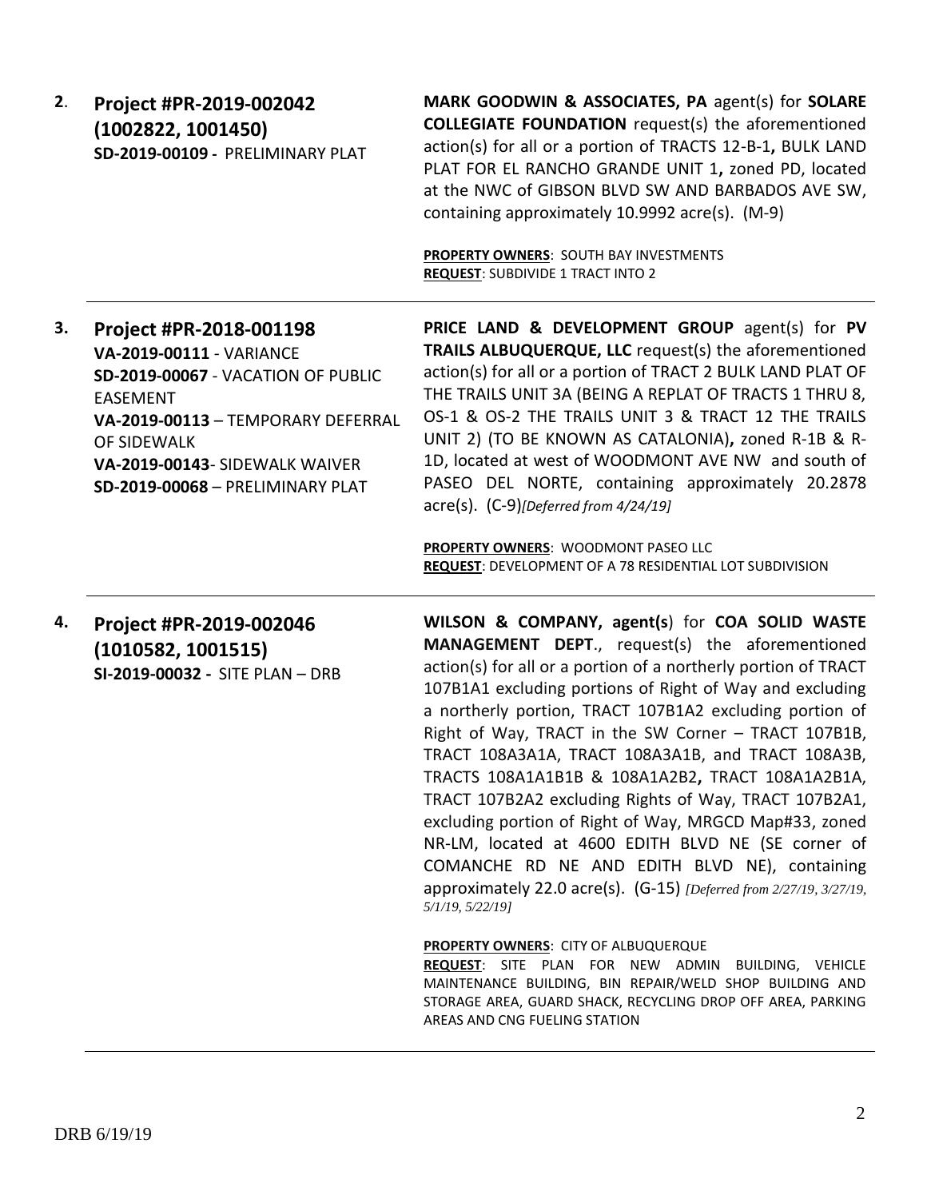**2.** **Project #PR-2019-002042 (1002822, 1001450)**
**SD-2019-00109 -** PRELIMINARY PLAT

**MARK GOODWIN & ASSOCIATES, PA** agent(s) for **SOLARE COLLEGIATE FOUNDATION** request(s) the aforementioned action(s) for all or a portion of TRACTS 12-B-1**,** BULK LAND PLAT FOR EL RANCHO GRANDE UNIT 1**,** zoned PD, located at the NWC of GIBSON BLVD SW AND BARBADOS AVE SW, containing approximately 10.9992 acre(s). (M-9)

**PROPERTY OWNERS**: SOUTH BAY INVESTMENTS
**REQUEST**: SUBDIVIDE 1 TRACT INTO 2

---

**3.** **Project #PR-2018-001198**
**VA-2019-00111** - VARIANCE
**SD-2019-00067** - VACATION OF PUBLIC EASEMENT
**VA-2019-00113** – TEMPORARY DEFERRAL OF SIDEWALK
**VA-2019-00143**- SIDEWALK WAIVER
**SD-2019-00068** – PRELIMINARY PLAT

**PRICE LAND & DEVELOPMENT GROUP** agent(s) for **PV TRAILS ALBUQUERQUE, LLC** request(s) the aforementioned action(s) for all or a portion of TRACT 2 BULK LAND PLAT OF THE TRAILS UNIT 3A (BEING A REPLAT OF TRACTS 1 THRU 8, OS-1 & OS-2 THE TRAILS UNIT 3 & TRACT 12 THE TRAILS UNIT 2) (TO BE KNOWN AS CATALONIA)**,** zoned R-1B & R-1D, located at west of WOODMONT AVE NW and south of PASEO DEL NORTE, containing approximately 20.2878 acre(s). (C-9)*[Deferred from 4/24/19]*

**PROPERTY OWNERS**: WOODMONT PASEO LLC
**REQUEST**: DEVELOPMENT OF A 78 RESIDENTIAL LOT SUBDIVISION

---

**4.** **Project #PR-2019-002046 (1010582, 1001515)**
**SI-2019-00032 -** SITE PLAN – DRB

**WILSON & COMPANY, agent(s**) for **COA SOLID WASTE MANAGEMENT DEPT**., request(s) the aforementioned action(s) for all or a portion of a northerly portion of TRACT 107B1A1 excluding portions of Right of Way and excluding a northerly portion, TRACT 107B1A2 excluding portion of Right of Way, TRACT in the SW Corner – TRACT 107B1B, TRACT 108A3A1A, TRACT 108A3A1B, and TRACT 108A3B, TRACTS 108A1A1B1B & 108A1A2B2**,** TRACT 108A1A2B1A, TRACT 107B2A2 excluding Rights of Way, TRACT 107B2A1, excluding portion of Right of Way, MRGCD Map#33, zoned NR-LM, located at 4600 EDITH BLVD NE (SE corner of COMANCHE RD NE AND EDITH BLVD NE), containing approximately 22.0 acre(s). (G-15) *[Deferred from 2/27/19, 3/27/19, 5/1/19, 5/22/19]*

**PROPERTY OWNERS**: CITY OF ALBUQUERQUE
**REQUEST**: SITE PLAN FOR NEW ADMIN BUILDING, VEHICLE MAINTENANCE BUILDING, BIN REPAIR/WELD SHOP BUILDING AND STORAGE AREA, GUARD SHACK, RECYCLING DROP OFF AREA, PARKING AREAS AND CNG FUELING STATION

---

DRB 6/19/19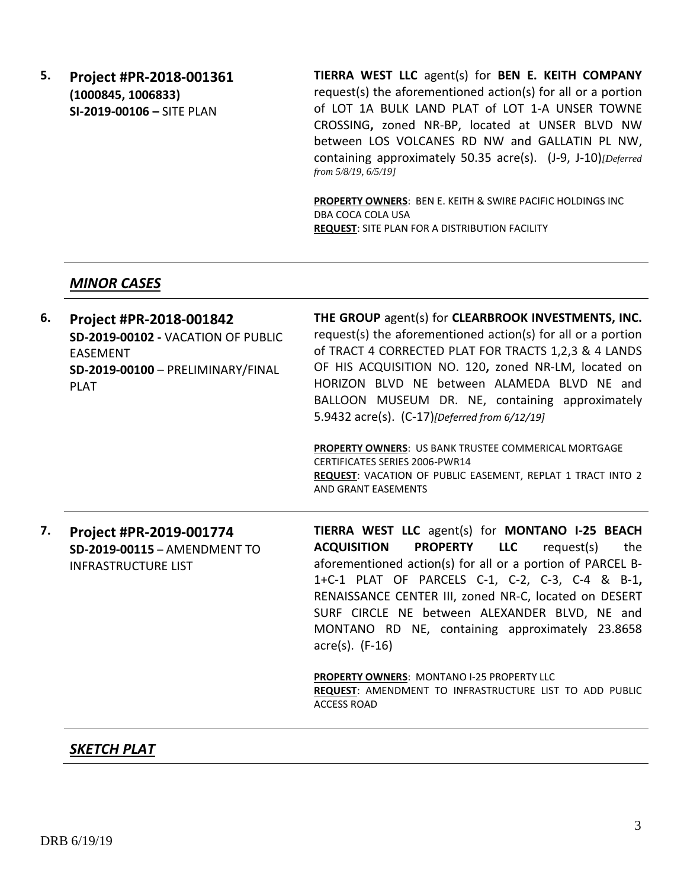5. **Project #PR-2018-001361**
**(1000845, 1006833)**
**SI-2019-00106 –** SITE PLAN

**TIERRA WEST LLC** agent(s) for **BEN E. KEITH COMPANY** request(s) the aforementioned action(s) for all or a portion of LOT 1A BULK LAND PLAT of LOT 1-A UNSER TOWNE CROSSING**,** zoned NR-BP, located at UNSER BLVD NW between LOS VOLCANES RD NW and GALLATIN PL NW, containing approximately 50.35 acre(s). (J-9, J-10)*[Deferred from 5/8/19, 6/5/19]*

**PROPERTY OWNERS**: BEN E. KEITH & SWIRE PACIFIC HOLDINGS INC DBA COCA COLA USA
**REQUEST**: SITE PLAN FOR A DISTRIBUTION FACILITY

---

## *MINOR CASES*

---

6. **Project #PR-2018-001842**
**SD-2019-00102 -** VACATION OF PUBLIC EASEMENT
**SD-2019-00100** – PRELIMINARY/FINAL PLAT

**THE GROUP** agent(s) for **CLEARBROOK INVESTMENTS, INC.** request(s) the aforementioned action(s) for all or a portion of TRACT 4 CORRECTED PLAT FOR TRACTS 1,2,3 & 4 LANDS OF HIS ACQUISITION NO. 120**,** zoned NR-LM, located on HORIZON BLVD NE between ALAMEDA BLVD NE and BALLOON MUSEUM DR. NE, containing approximately 5.9432 acre(s). (C-17)*[Deferred from 6/12/19]*

**PROPERTY OWNERS**: US BANK TRUSTEE COMMERICAL MORTGAGE CERTIFICATES SERIES 2006-PWR14
**REQUEST**: VACATION OF PUBLIC EASEMENT, REPLAT 1 TRACT INTO 2 AND GRANT EASEMENTS

---

7. **Project #PR-2019-001774**
**SD-2019-00115** – AMENDMENT TO INFRASTRUCTURE LIST

**TIERRA WEST LLC** agent(s) for **MONTANO I-25 BEACH ACQUISITION PROPERTY LLC** request(s) the aforementioned action(s) for all or a portion of PARCEL B-1+C-1 PLAT OF PARCELS C-1, C-2, C-3, C-4 & B-1**,** RENAISSANCE CENTER III, zoned NR-C, located on DESERT SURF CIRCLE NE between ALEXANDER BLVD, NE and MONTANO RD NE, containing approximately 23.8658 acre(s). (F-16)

**PROPERTY OWNERS**: MONTANO I-25 PROPERTY LLC
**REQUEST**: AMENDMENT TO INFRASTRUCTURE LIST TO ADD PUBLIC ACCESS ROAD

---

## *SKETCH PLAT*

---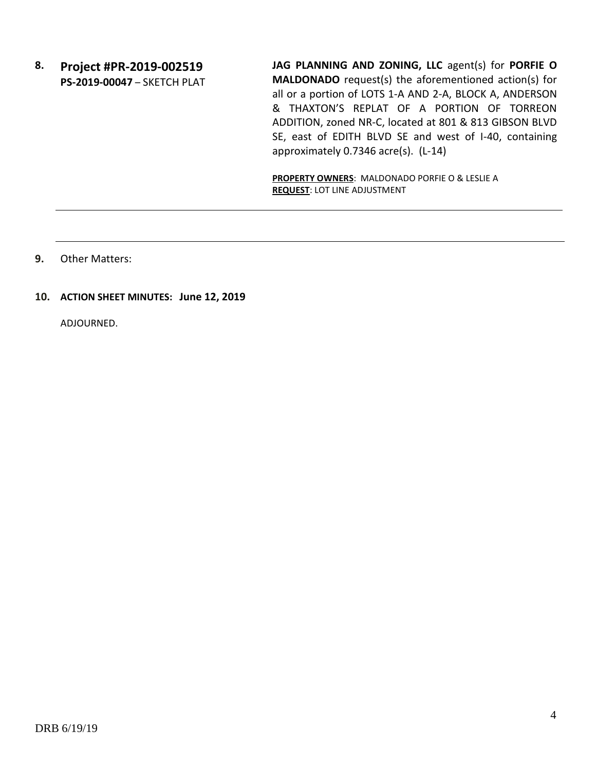**8. Project #PR-2019-002519**
**PS-2019-00047** – SKETCH PLAT

**JAG PLANNING AND ZONING, LLC** agent(s) for **PORFIE O MALDONADO** request(s) the aforementioned action(s) for all or a portion of LOTS 1-A AND 2-A, BLOCK A, ANDERSON & THAXTON'S REPLAT OF A PORTION OF TORREON ADDITION, zoned NR-C, located at 801 & 813 GIBSON BLVD SE, east of EDITH BLVD SE and west of I-40, containing approximately 0.7346 acre(s). (L-14)

**PROPERTY OWNERS**: MALDONADO PORFIE O & LESLIE A
**REQUEST**: LOT LINE ADJUSTMENT

---

---

**9.** Other Matters:

**10. ACTION SHEET MINUTES: June 12, 2019**

ADJOURNED.

DRB 6/19/19